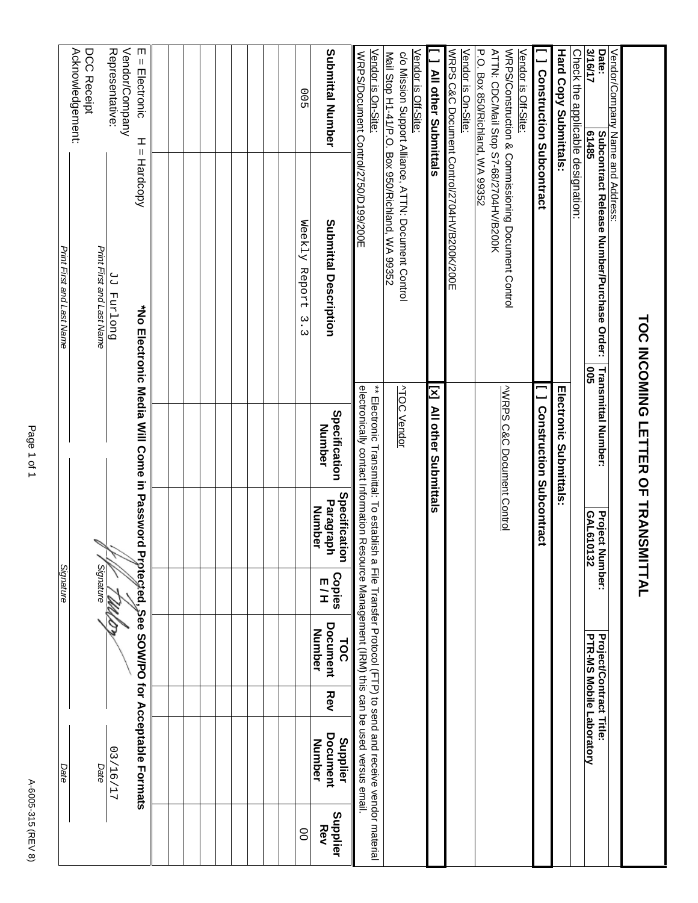# TOC INCOMING LETTER OF TRANSMITTAL

| Vendor/Company Name and Address: | | | |
|---|---|---|---|
| **Date:** 3/16/17 | **Subcontract Release Number/Purchase Order:** 61485 | **Transmittal Number:** 005 | **Project Number:** GAL610132 | **Project/Contract Title:** PTR-MS Mobile Laboratory |

Check the applicable designation:

| **Hard Copy Submittals:** | **Electronic Submittals:** |
|---|---|
| **[ ] Construction Subcontract** | **[ ] Construction Subcontract** |
| Vendor is Off-Site: WRPS/Construction & Commissioning Document Control ATTN: CDC/Mail Stop S7-68/2704HV/B200K P.O. Box 850/Richland, WA 99352 | ^WRPS C&C Document Control |
| Vendor is On-Site: WRPS C&C Document Control/2704HV/B200K/200E | |
| **[ ] All other Submittals** | **[x] All other Submittals** |
| Vendor is Off-Site: c/o Mission Support Alliance, ATTN: Document Control Mail Stop H1-41/P.O. Box 950/Richland, WA 99352 | ^TOC Vendor |
| Vendor is On-Site: WRPS/Document Control/2750/D199/200E | ** Electronic Transmittal: To establish a File Transfer Protocol (FTP) to send and receive vendor material electronically contact Information Resource Management (IRM) this can be used versus email. |

| Submittal Number | Submittal Description | Specification Number | Specification Paragraph Number | Copies E / H | TOC Document Number | Rev | Supplier Document Number | Supplier Rev |
|---|---|---|---|---|---|---|---|---|
| 005 | Weekly Report 3.3 | | | | | | | 00 |
| | | | | | | | | |
| | | | | | | | | |
| | | | | | | | | |
| | | | | | | | | |
| | | | | | | | | |
| | | | | | | | | |
| | | | | | | | | |
| | | | | | | | | |
| | | | | | | | | |

E = Electronic H = Hardcopy **\*No Electronic Media Will Come in Password Protected, See SOW/PO for Acceptable Formats**

| | Print First and Last Name | Signature | Date |
|---|---|---|---|
| Vendor/Company Representative: | JJ Furlong | (signature) | 03/16/17 |
| DCC Receipt Acknowledgement: | | | |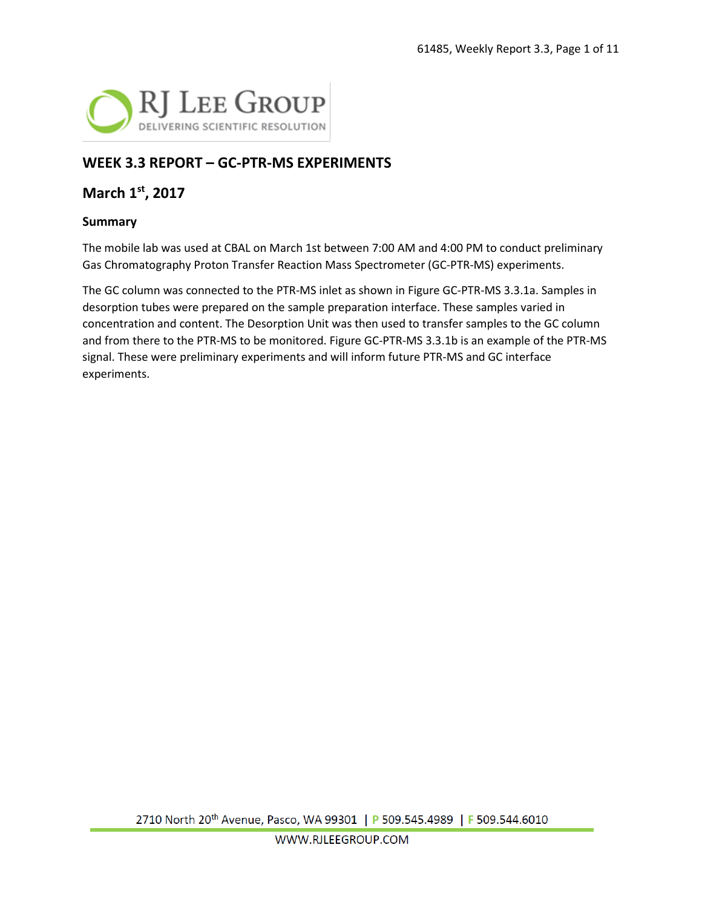## WEEK 3.3 REPORT – GC-PTR-MS EXPERIMENTS

## March 1st, 2017

### Summary

The mobile lab was used at CBAL on March 1st between 7:00 AM and 4:00 PM to conduct preliminary Gas Chromatography Proton Transfer Reaction Mass Spectrometer (GC-PTR-MS) experiments.

The GC column was connected to the PTR-MS inlet as shown in Figure GC-PTR-MS 3.3.1a. Samples in desorption tubes were prepared on the sample preparation interface. These samples varied in concentration and content. The Desorption Unit was then used to transfer samples to the GC column and from there to the PTR-MS to be monitored. Figure GC-PTR-MS 3.3.1b is an example of the PTR-MS signal. These were preliminary experiments and will inform future PTR-MS and GC interface experiments.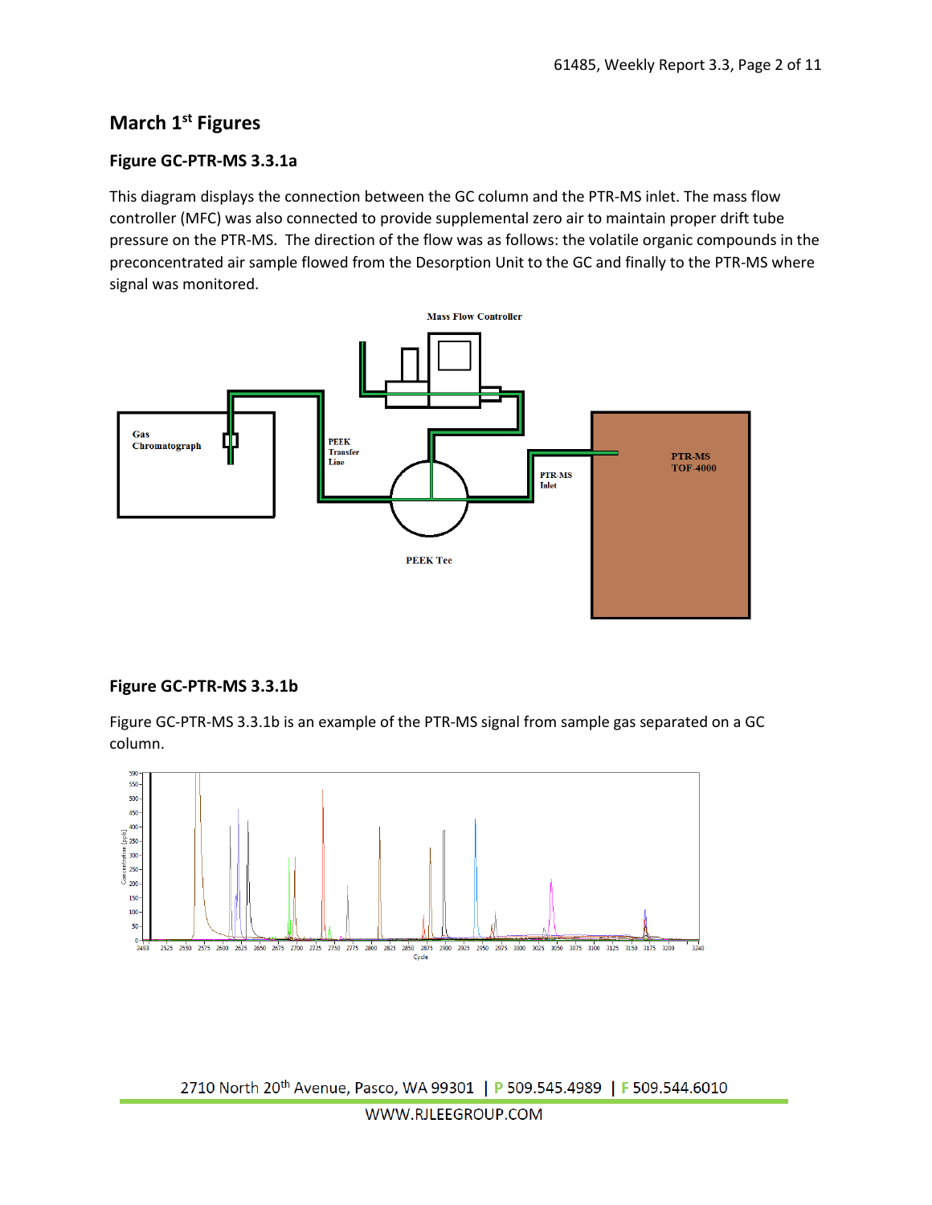## March 1st Figures

### Figure GC-PTR-MS 3.3.1a

This diagram displays the connection between the GC column and the PTR-MS inlet. The mass flow controller (MFC) was also connected to provide supplemental zero air to maintain proper drift tube pressure on the PTR-MS. The direction of the flow was as follows: the volatile organic compounds in the preconcentrated air sample flowed from the Desorption Unit to the GC and finally to the PTR-MS where signal was monitored.

### Figure GC-PTR-MS 3.3.1b

Figure GC-PTR-MS 3.3.1b is an example of the PTR-MS signal from sample gas separated on a GC column.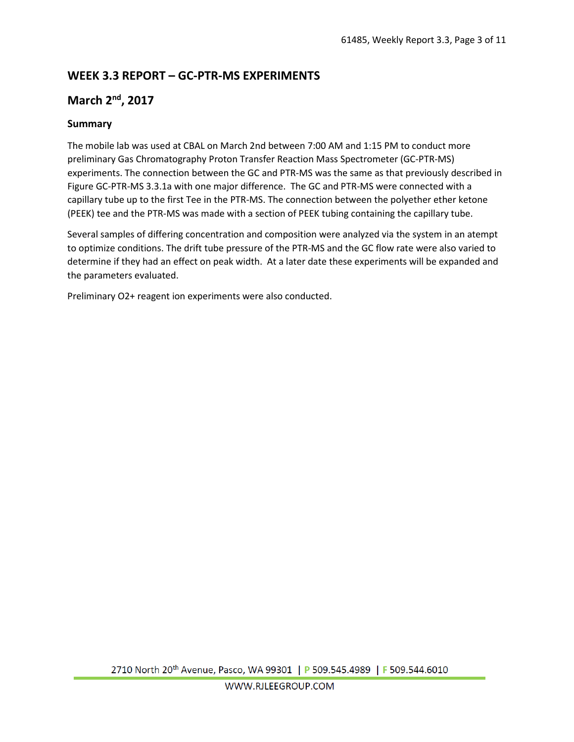## WEEK 3.3 REPORT – GC-PTR-MS EXPERIMENTS

## March 2nd, 2017

### Summary

The mobile lab was used at CBAL on March 2nd between 7:00 AM and 1:15 PM to conduct more preliminary Gas Chromatography Proton Transfer Reaction Mass Spectrometer (GC-PTR-MS) experiments. The connection between the GC and PTR-MS was the same as that previously described in Figure GC-PTR-MS 3.3.1a with one major difference. The GC and PTR-MS were connected with a capillary tube up to the first Tee in the PTR-MS. The connection between the polyether ether ketone (PEEK) tee and the PTR-MS was made with a section of PEEK tubing containing the capillary tube.

Several samples of differing concentration and composition were analyzed via the system in an atempt to optimize conditions. The drift tube pressure of the PTR-MS and the GC flow rate were also varied to determine if they had an effect on peak width. At a later date these experiments will be expanded and the parameters evaluated.

Preliminary O2+ reagent ion experiments were also conducted.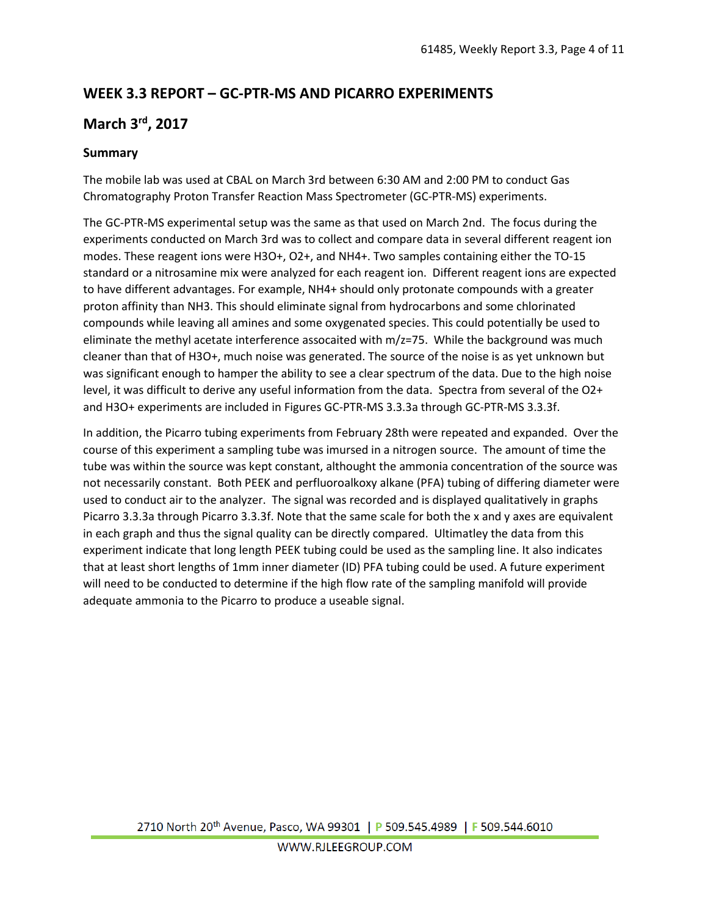## WEEK 3.3 REPORT – GC-PTR-MS AND PICARRO EXPERIMENTS

## March 3rd, 2017

### Summary

The mobile lab was used at CBAL on March 3rd between 6:30 AM and 2:00 PM to conduct Gas Chromatography Proton Transfer Reaction Mass Spectrometer (GC-PTR-MS) experiments.

The GC-PTR-MS experimental setup was the same as that used on March 2nd. The focus during the experiments conducted on March 3rd was to collect and compare data in several different reagent ion modes. These reagent ions were $H_3O^+$, $O_2^+$, and $NH_4^+$. Two samples containing either the TO-15 standard or a nitrosamine mix were analyzed for each reagent ion. Different reagent ions are expected to have different advantages. For example, $NH_4^+$ should only protonate compounds with a greater proton affinity than $NH_3$. This should eliminate signal from hydrocarbons and some chlorinated compounds while leaving all amines and some oxygenated species. This could potentially be used to eliminate the methyl acetate interference assocaited with m/z=75. While the background was much cleaner than that of $H_3O^+$, much noise was generated. The source of the noise is as yet unknown but was significant enough to hamper the ability to see a clear spectrum of the data. Due to the high noise level, it was difficult to derive any useful information from the data. Spectra from several of the $O_2^+$ and $H_3O^+$ experiments are included in Figures GC-PTR-MS 3.3.3a through GC-PTR-MS 3.3.3f.

In addition, the Picarro tubing experiments from February 28th were repeated and expanded. Over the course of this experiment a sampling tube was imursed in a nitrogen source. The amount of time the tube was within the source was kept constant, althought the ammonia concentration of the source was not necessarily constant. Both PEEK and perfluoroalkoxy alkane (PFA) tubing of differing diameter were used to conduct air to the analyzer. The signal was recorded and is displayed qualitatively in graphs Picarro 3.3.3a through Picarro 3.3.3f. Note that the same scale for both the x and y axes are equivalent in each graph and thus the signal quality can be directly compared. Ultimatley the data from this experiment indicate that long length PEEK tubing could be used as the sampling line. It also indicates that at least short lengths of 1mm inner diameter (ID) PFA tubing could be used. A future experiment will need to be conducted to determine if the high flow rate of the sampling manifold will provide adequate ammonia to the Picarro to produce a useable signal.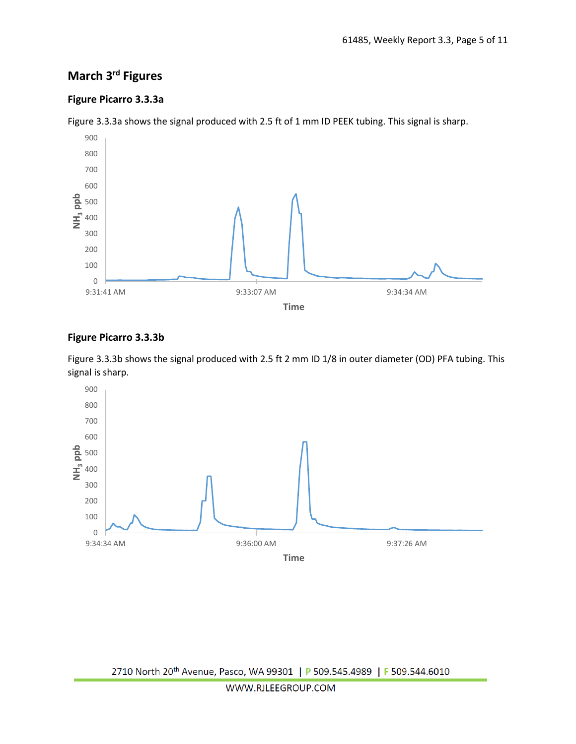## March 3rd Figures

### Figure Picarro 3.3.3a

Figure 3.3.3a shows the signal produced with 2.5 ft of 1 mm ID PEEK tubing. This signal is sharp.

### Figure Picarro 3.3.3b

Figure 3.3.3b shows the signal produced with 2.5 ft 2 mm ID 1/8 in outer diameter (OD) PFA tubing. This signal is sharp.

2710 North 20th Avenue, Pasco, WA 99301 | P 509.545.4989 | F 509.544.6010

WWW.RJLEEGROUP.COM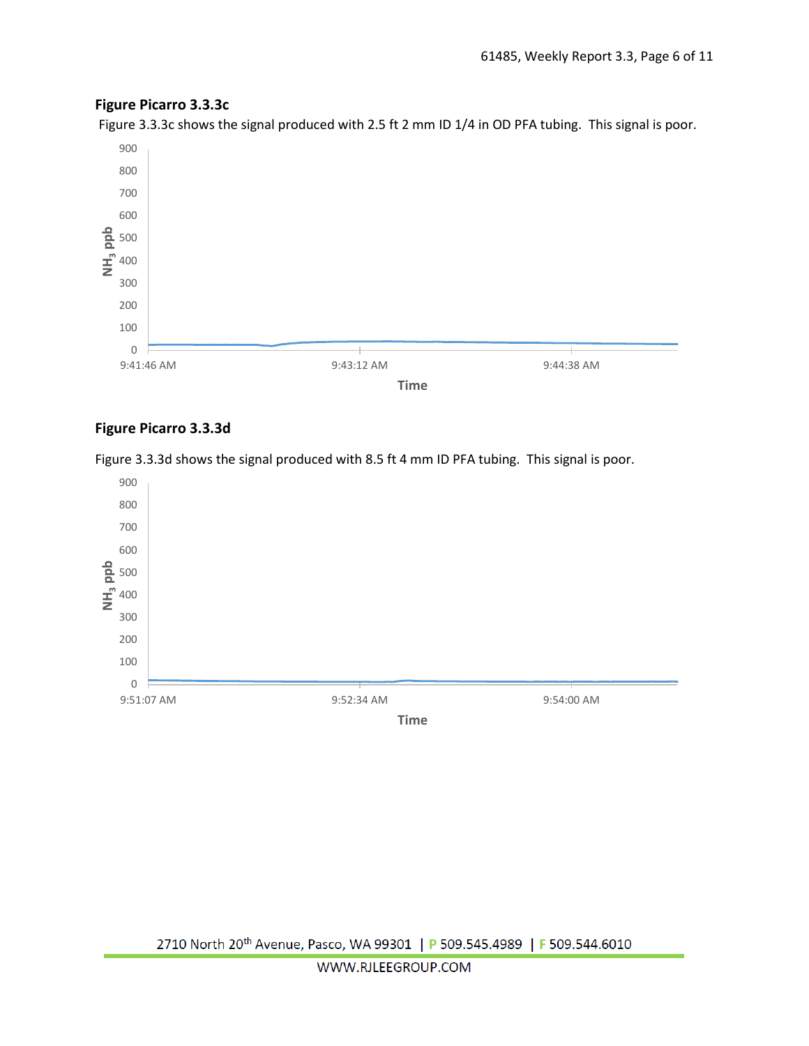### Figure Picarro 3.3.3c

Figure 3.3.3c shows the signal produced with 2.5 ft 2 mm ID 1/4 in OD PFA tubing. This signal is poor.

### Figure Picarro 3.3.3d

Figure 3.3.3d shows the signal produced with 8.5 ft 4 mm ID PFA tubing. This signal is poor.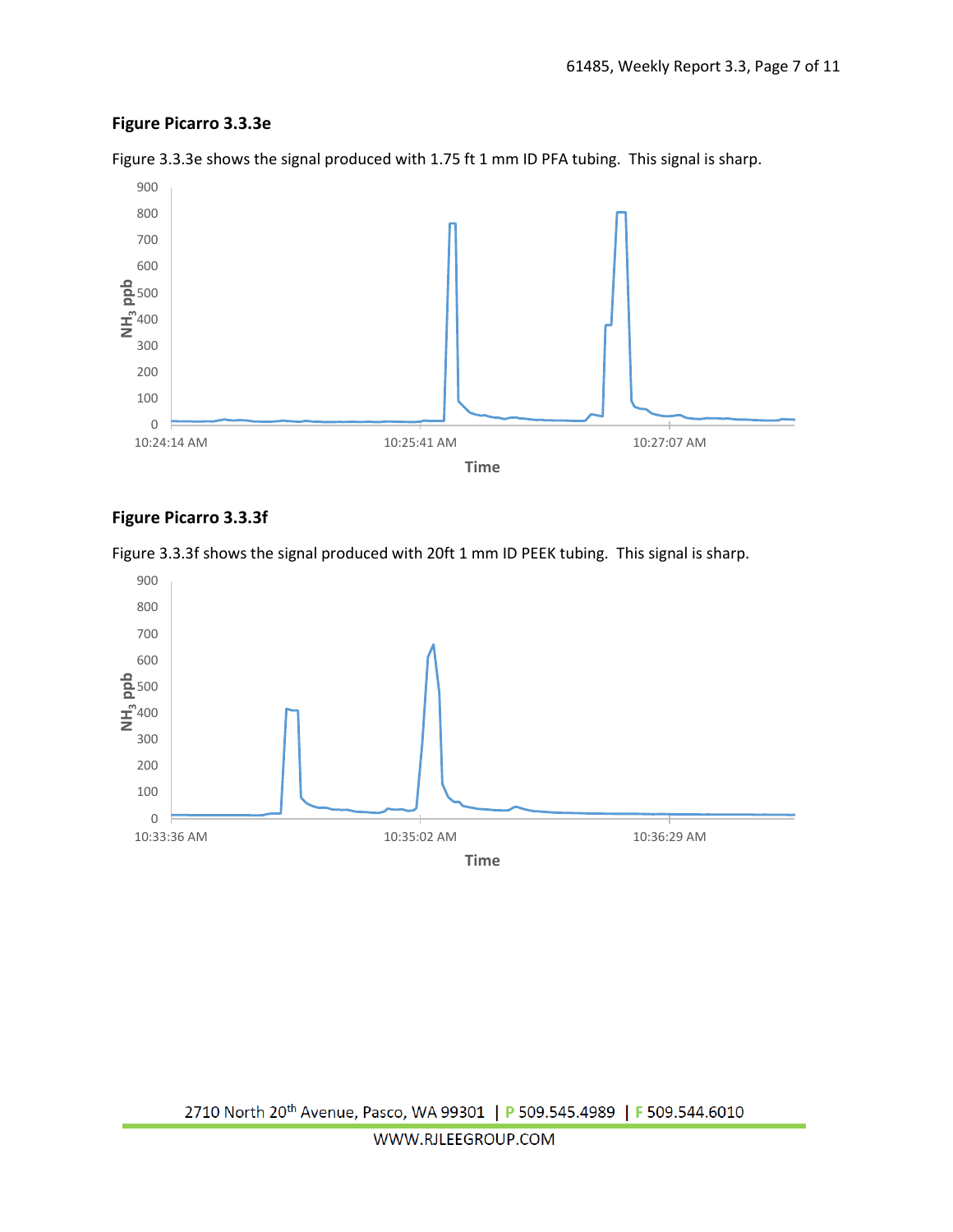**Figure Picarro 3.3.3e**

Figure 3.3.3e shows the signal produced with 1.75 ft 1 mm ID PFA tubing. This signal is sharp.

**Figure Picarro 3.3.3f**

Figure 3.3.3f shows the signal produced with 20ft 1 mm ID PEEK tubing. This signal is sharp.

2710 North 20[th] Avenue, Pasco, WA 99301 | P 509.545.4989 | F 509.544.6010

WWW.RJLEEGROUP.COM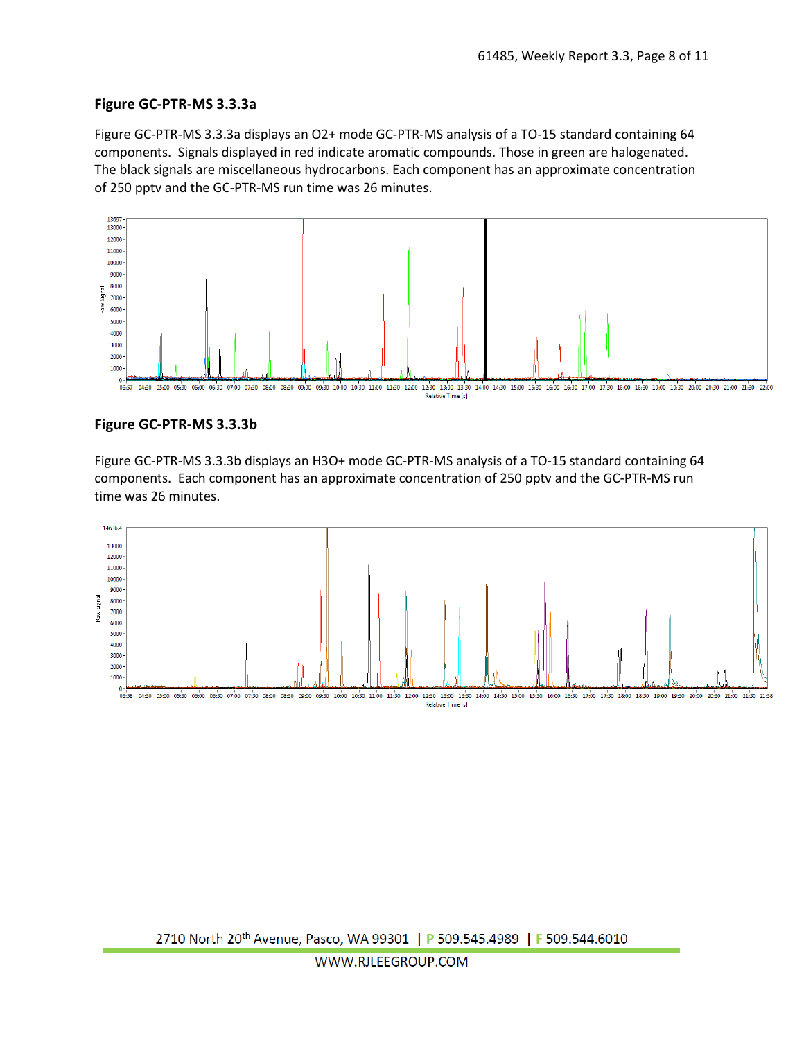### Figure GC-PTR-MS 3.3.3a

Figure GC-PTR-MS 3.3.3a displays an O2+ mode GC-PTR-MS analysis of a TO-15 standard containing 64 components. Signals displayed in red indicate aromatic compounds. Those in green are halogenated. The black signals are miscellaneous hydrocarbons. Each component has an approximate concentration of 250 pptv and the GC-PTR-MS run time was 26 minutes.

### Figure GC-PTR-MS 3.3.3b

Figure GC-PTR-MS 3.3.3b displays an H3O+ mode GC-PTR-MS analysis of a TO-15 standard containing 64 components. Each component has an approximate concentration of 250 pptv and the GC-PTR-MS run time was 26 minutes.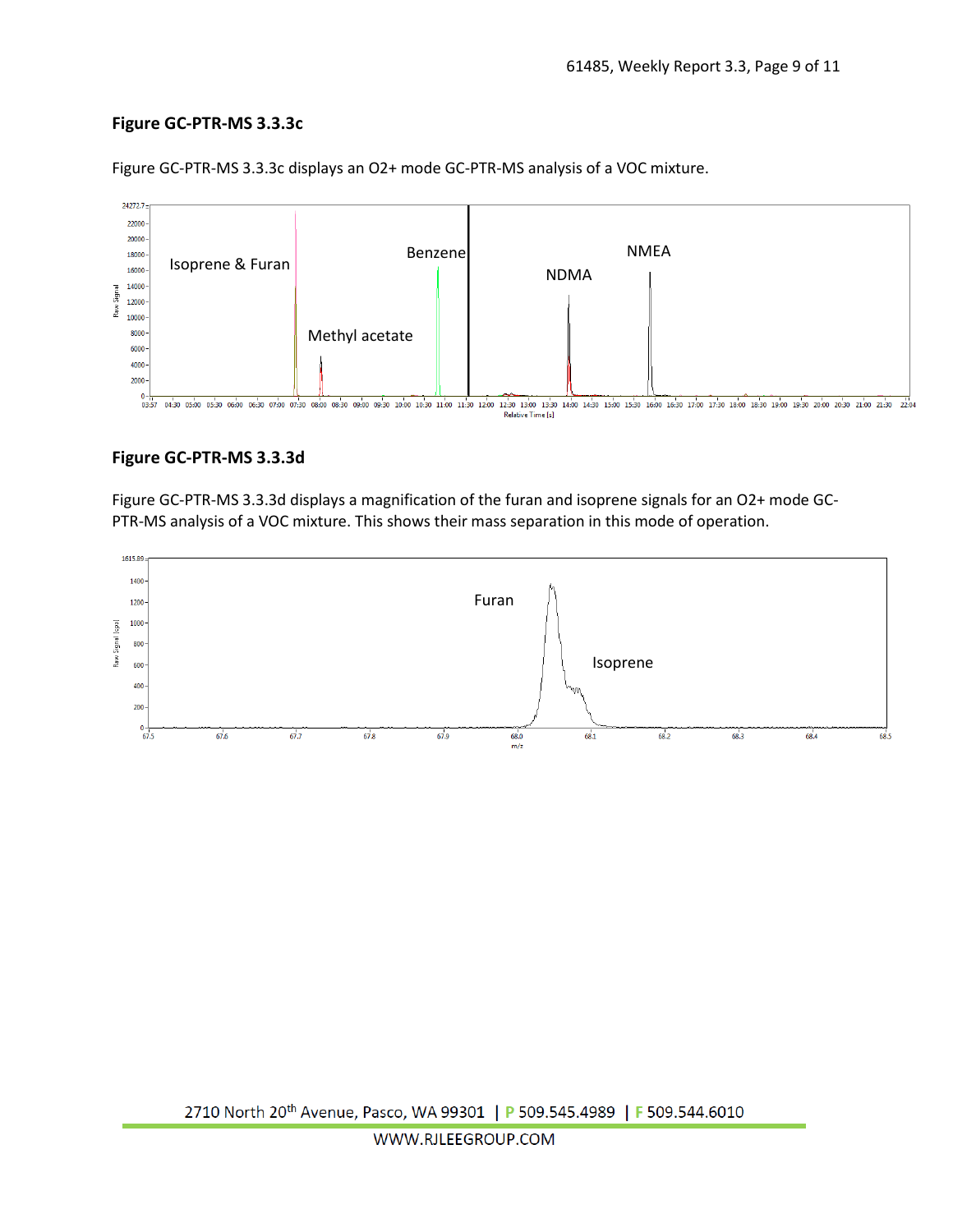### Figure GC-PTR-MS 3.3.3c

Figure GC-PTR-MS 3.3.3c displays an O2+ mode GC-PTR-MS analysis of a VOC mixture.

### Figure GC-PTR-MS 3.3.3d

Figure GC-PTR-MS 3.3.3d displays a magnification of the furan and isoprene signals for an O2+ mode GC-PTR-MS analysis of a VOC mixture. This shows their mass separation in this mode of operation.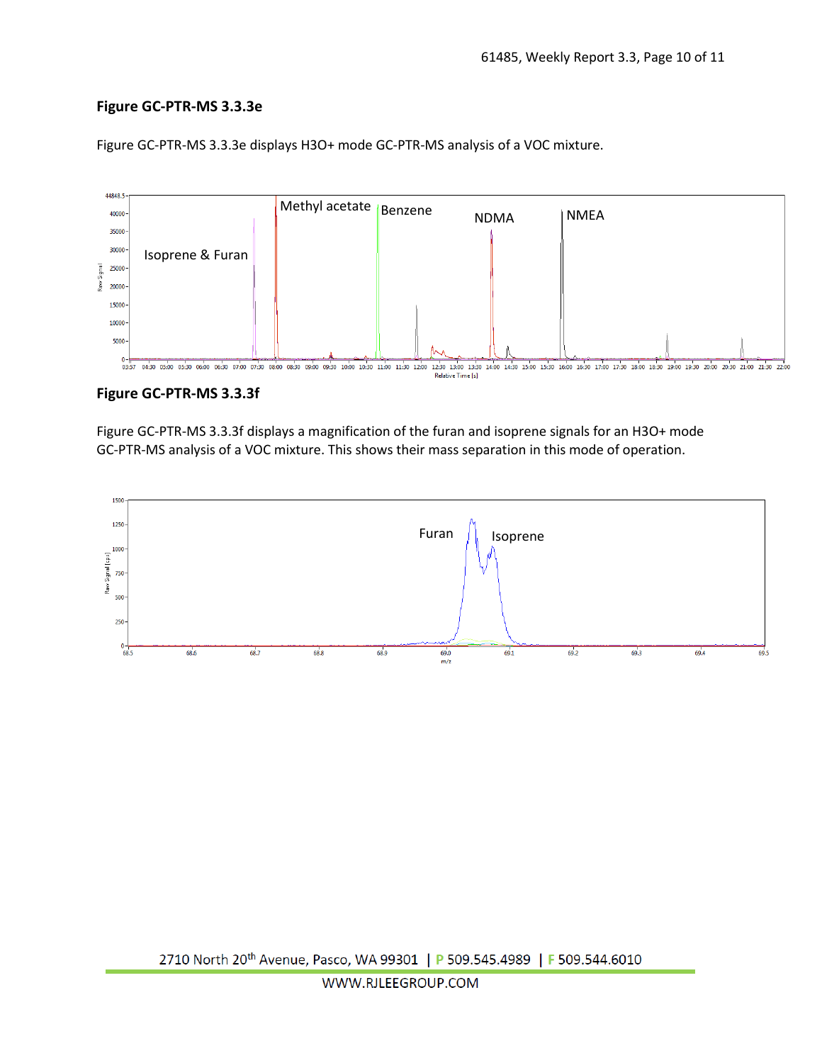## Figure GC-PTR-MS 3.3.3e

Figure GC-PTR-MS 3.3.3e displays H3O+ mode GC-PTR-MS analysis of a VOC mixture.

## Figure GC-PTR-MS 3.3.3f

Figure GC-PTR-MS 3.3.3f displays a magnification of the furan and isoprene signals for an H3O+ mode GC-PTR-MS analysis of a VOC mixture. This shows their mass separation in this mode of operation.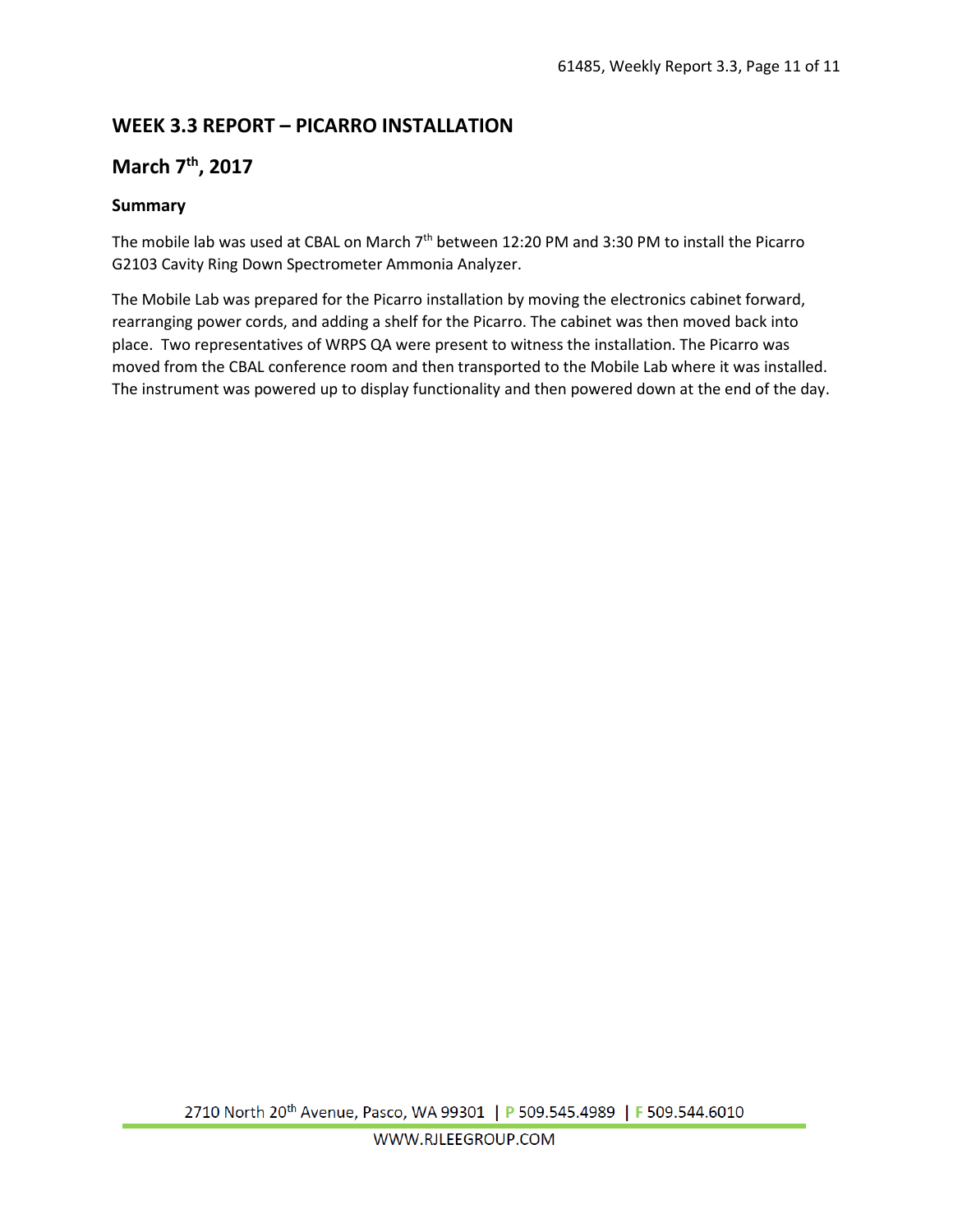## WEEK 3.3 REPORT – PICARRO INSTALLATION

## March 7th, 2017

### Summary

The mobile lab was used at CBAL on March 7th between 12:20 PM and 3:30 PM to install the Picarro G2103 Cavity Ring Down Spectrometer Ammonia Analyzer.

The Mobile Lab was prepared for the Picarro installation by moving the electronics cabinet forward, rearranging power cords, and adding a shelf for the Picarro. The cabinet was then moved back into place. Two representatives of WRPS QA were present to witness the installation. The Picarro was moved from the CBAL conference room and then transported to the Mobile Lab where it was installed. The instrument was powered up to display functionality and then powered down at the end of the day.